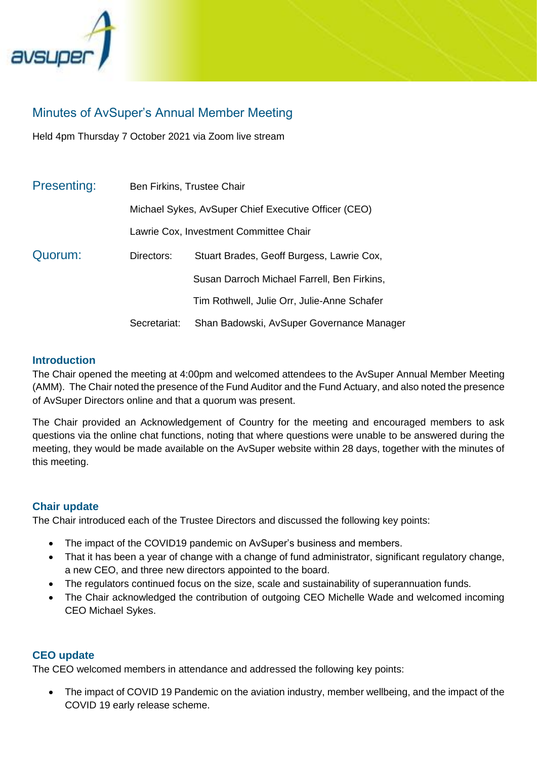# Minutes of AvSuper's Annual Member Meeting

Held 4pm Thursday 7 October 2021 via Zoom live stream

**Presenting:**

Ben Firkins, Trustee Chair

Michael Sykes, AvSuper Chief Executive Officer (CEO)

Lawrie Cox, Investment Committee Chair

**Quorum:**

Directors: Stuart Brades, Geoff Burgess, Lawrie Cox, Susan Darroch Michael Farrell, Ben Firkins, Tim Rothwell, Julie Orr, Julie-Anne Schafer

Secretariat: Shan Badowski, AvSuper Governance Manager

## Introduction

The Chair opened the meeting at 4:00pm and welcomed attendees to the AvSuper Annual Member Meeting (AMM). The Chair noted the presence of the Fund Auditor and the Fund Actuary, and also noted the presence of AvSuper Directors online and that a quorum was present.

The Chair provided an Acknowledgement of Country for the meeting and encouraged members to ask questions via the online chat functions, noting that where questions were unable to be answered during the meeting, they would be made available on the AvSuper website within 28 days, together with the minutes of this meeting.

## Chair update

The Chair introduced each of the Trustee Directors and discussed the following key points:

- The impact of the COVID19 pandemic on AvSuper's business and members.
- That it has been a year of change with a change of fund administrator, significant regulatory change, a new CEO, and three new directors appointed to the board.
- The regulators continued focus on the size, scale and sustainability of superannuation funds.
- The Chair acknowledged the contribution of outgoing CEO Michelle Wade and welcomed incoming CEO Michael Sykes.

## CEO update

The CEO welcomed members in attendance and addressed the following key points:

- The impact of COVID 19 Pandemic on the aviation industry, member wellbeing, and the impact of the COVID 19 early release scheme.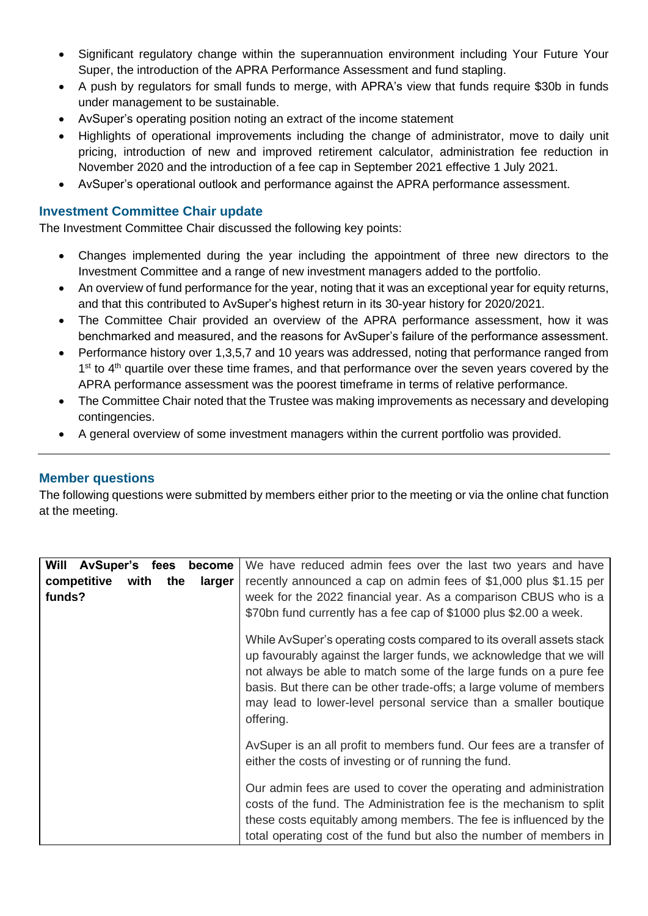- Significant regulatory change within the superannuation environment including Your Future Your Super, the introduction of the APRA Performance Assessment and fund stapling.
- A push by regulators for small funds to merge, with APRA's view that funds require \$30b in funds under management to be sustainable.
- AvSuper's operating position noting an extract of the income statement
- Highlights of operational improvements including the change of administrator, move to daily unit pricing, introduction of new and improved retirement calculator, administration fee reduction in November 2020 and the introduction of a fee cap in September 2021 effective 1 July 2021.
- AvSuper's operational outlook and performance against the APRA performance assessment.

## Investment Committee Chair update

The Investment Committee Chair discussed the following key points:

- Changes implemented during the year including the appointment of three new directors to the Investment Committee and a range of new investment managers added to the portfolio.
- An overview of fund performance for the year, noting that it was an exceptional year for equity returns, and that this contributed to AvSuper's highest return in its 30-year history for 2020/2021.
- The Committee Chair provided an overview of the APRA performance assessment, how it was benchmarked and measured, and the reasons for AvSuper's failure of the performance assessment.
- Performance history over 1,3,5,7 and 10 years was addressed, noting that performance ranged from 1st to 4th quartile over these time frames, and that performance over the seven years covered by the APRA performance assessment was the poorest timeframe in terms of relative performance.
- The Committee Chair noted that the Trustee was making improvements as necessary and developing contingencies.
- A general overview of some investment managers within the current portfolio was provided.

---

## Member questions

The following questions were submitted by members either prior to the meeting or via the online chat function at the meeting.

| | |
|---|---|
| **Will AvSuper's fees become competitive with the larger funds?** | We have reduced admin fees over the last two years and have recently announced a cap on admin fees of \$1,000 plus \$1.15 per week for the 2022 financial year. As a comparison CBUS who is a \$70bn fund currently has a fee cap of \$1000 plus \$2.00 a week.<br><br>While AvSuper's operating costs compared to its overall assets stack up favourably against the larger funds, we acknowledge that we will not always be able to match some of the large funds on a pure fee basis. But there can be other trade-offs; a large volume of members may lead to lower-level personal service than a smaller boutique offering.<br><br>AvSuper is an all profit to members fund. Our fees are a transfer of either the costs of investing or of running the fund.<br><br>Our admin fees are used to cover the operating and administration costs of the fund. The Administration fee is the mechanism to split these costs equitably among members. The fee is influenced by the total operating cost of the fund but also the number of members in |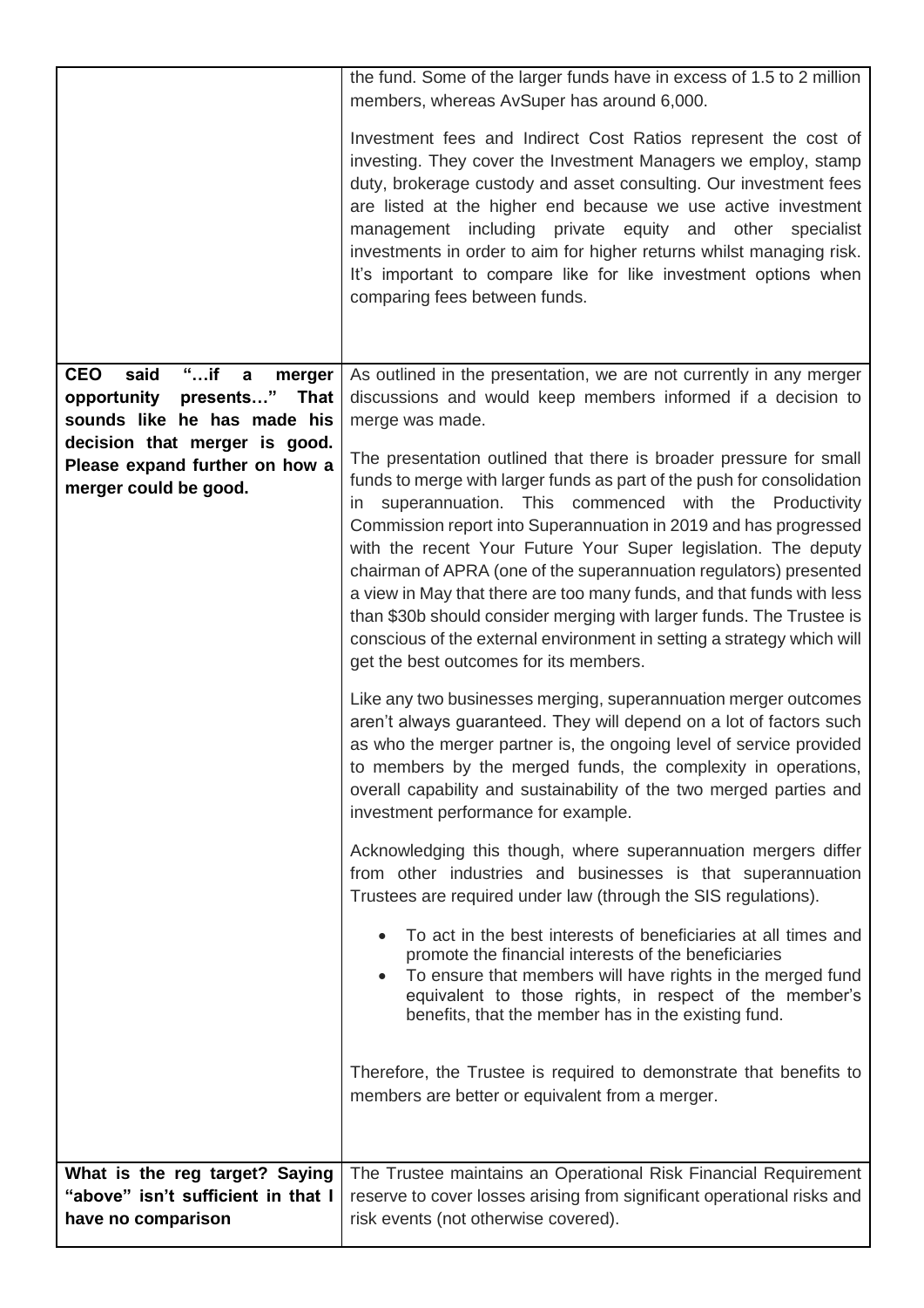| | |
|---|---|
| | the fund. Some of the larger funds have in excess of 1.5 to 2 million members, whereas AvSuper has around 6,000.<br><br>Investment fees and Indirect Cost Ratios represent the cost of investing. They cover the Investment Managers we employ, stamp duty, brokerage custody and asset consulting. Our investment fees are listed at the higher end because we use active investment management including private equity and other specialist investments in order to aim for higher returns whilst managing risk. It's important to compare like for like investment options when comparing fees between funds. |
| **CEO said "…if a merger opportunity presents…" That sounds like he has made his decision that merger is good. Please expand further on how a merger could be good.** | As outlined in the presentation, we are not currently in any merger discussions and would keep members informed if a decision to merge was made.<br><br>The presentation outlined that there is broader pressure for small funds to merge with larger funds as part of the push for consolidation in superannuation. This commenced with the Productivity Commission report into Superannuation in 2019 and has progressed with the recent Your Future Your Super legislation. The deputy chairman of APRA (one of the superannuation regulators) presented a view in May that there are too many funds, and that funds with less than $30b should consider merging with larger funds. The Trustee is conscious of the external environment in setting a strategy which will get the best outcomes for its members.<br><br>Like any two businesses merging, superannuation merger outcomes aren't always guaranteed. They will depend on a lot of factors such as who the merger partner is, the ongoing level of service provided to members by the merged funds, the complexity in operations, overall capability and sustainability of the two merged parties and investment performance for example.<br><br>Acknowledging this though, where superannuation mergers differ from other industries and businesses is that superannuation Trustees are required under law (through the SIS regulations).<br><br>• To act in the best interests of beneficiaries at all times and promote the financial interests of the beneficiaries<br>• To ensure that members will have rights in the merged fund equivalent to those rights, in respect of the member's benefits, that the member has in the existing fund.<br><br>Therefore, the Trustee is required to demonstrate that benefits to members are better or equivalent from a merger. |
| **What is the reg target? Saying "above" isn't sufficient in that I have no comparison** | The Trustee maintains an Operational Risk Financial Requirement reserve to cover losses arising from significant operational risks and risk events (not otherwise covered). |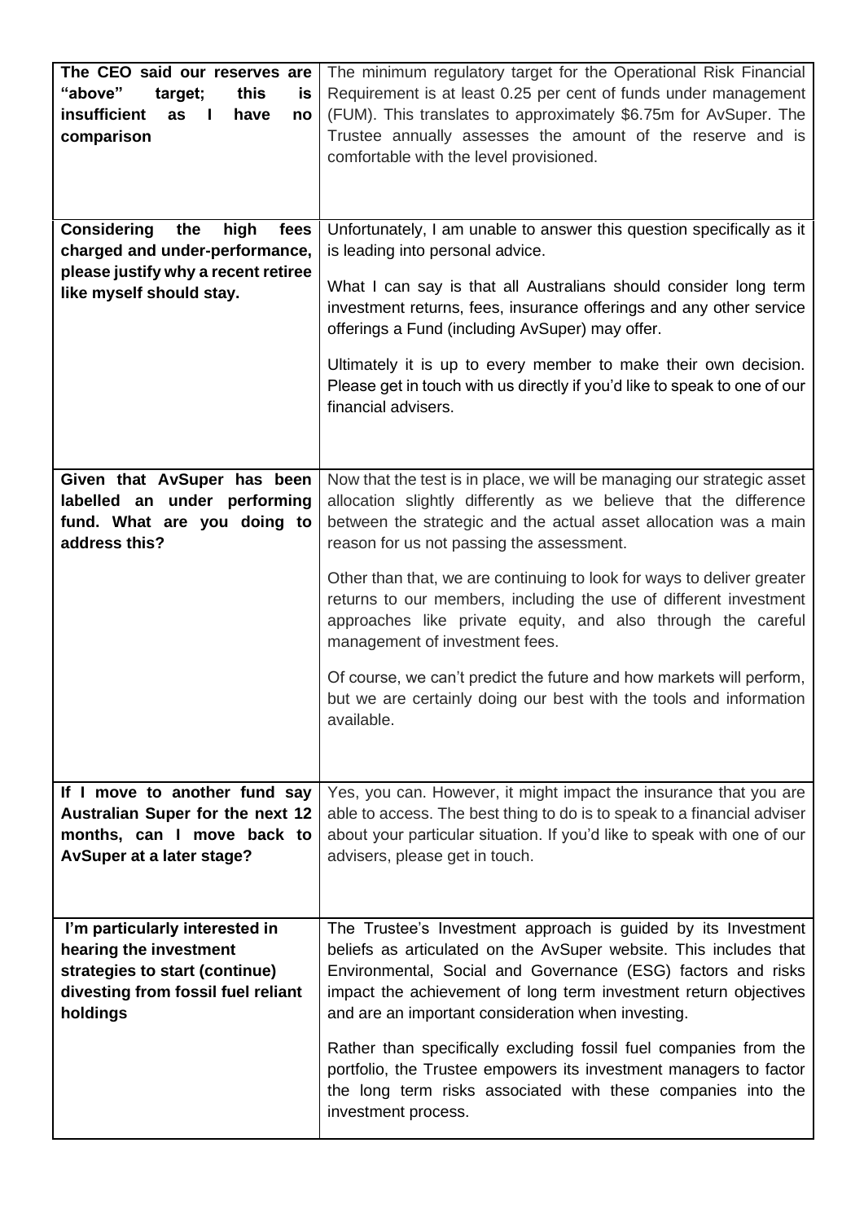| | |
|---|---|
| **The CEO said our reserves are "above" target; this is insufficient as I have no comparison** | The minimum regulatory target for the Operational Risk Financial Requirement is at least 0.25 per cent of funds under management (FUM). This translates to approximately $6.75m for AvSuper. The Trustee annually assesses the amount of the reserve and is comfortable with the level provisioned. |
| **Considering the high fees charged and under-performance, please justify why a recent retiree like myself should stay.** | Unfortunately, I am unable to answer this question specifically as it is leading into personal advice.<br><br>What I can say is that all Australians should consider long term investment returns, fees, insurance offerings and any other service offerings a Fund (including AvSuper) may offer.<br><br>Ultimately it is up to every member to make their own decision. Please get in touch with us directly if you'd like to speak to one of our financial advisers. |
| **Given that AvSuper has been labelled an under performing fund. What are you doing to address this?** | Now that the test is in place, we will be managing our strategic asset allocation slightly differently as we believe that the difference between the strategic and the actual asset allocation was a main reason for us not passing the assessment.<br><br>Other than that, we are continuing to look for ways to deliver greater returns to our members, including the use of different investment approaches like private equity, and also through the careful management of investment fees.<br><br>Of course, we can't predict the future and how markets will perform, but we are certainly doing our best with the tools and information available. |
| **If I move to another fund say Australian Super for the next 12 months, can I move back to AvSuper at a later stage?** | Yes, you can. However, it might impact the insurance that you are able to access. The best thing to do is to speak to a financial adviser about your particular situation. If you'd like to speak with one of our advisers, please get in touch. |
| **I'm particularly interested in hearing the investment strategies to start (continue) divesting from fossil fuel reliant holdings** | The Trustee's Investment approach is guided by its Investment beliefs as articulated on the AvSuper website. This includes that Environmental, Social and Governance (ESG) factors and risks impact the achievement of long term investment return objectives and are an important consideration when investing.<br><br>Rather than specifically excluding fossil fuel companies from the portfolio, the Trustee empowers its investment managers to factor the long term risks associated with these companies into the investment process. |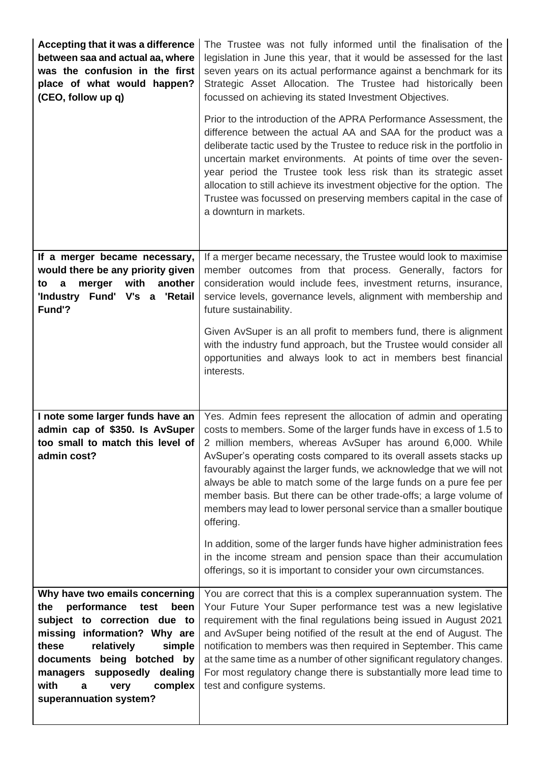| | |
|---|---|
| **Accepting that it was a difference between saa and actual aa, where was the confusion in the first place of what would happen? (CEO, follow up q)** | The Trustee was not fully informed until the finalisation of the legislation in June this year, that it would be assessed for the last seven years on its actual performance against a benchmark for its Strategic Asset Allocation. The Trustee had historically been focussed on achieving its stated Investment Objectives.<br><br>Prior to the introduction of the APRA Performance Assessment, the difference between the actual AA and SAA for the product was a deliberate tactic used by the Trustee to reduce risk in the portfolio in uncertain market environments. At points of time over the seven-year period the Trustee took less risk than its strategic asset allocation to still achieve its investment objective for the option. The Trustee was focussed on preserving members capital in the case of a downturn in markets. |
| **If a merger became necessary, would there be any priority given to a merger with another 'Industry Fund' V's a 'Retail Fund'?** | If a merger became necessary, the Trustee would look to maximise member outcomes from that process. Generally, factors for consideration would include fees, investment returns, insurance, service levels, governance levels, alignment with membership and future sustainability.<br><br>Given AvSuper is an all profit to members fund, there is alignment with the industry fund approach, but the Trustee would consider all opportunities and always look to act in members best financial interests. |
| **I note some larger funds have an admin cap of $350. Is AvSuper too small to match this level of admin cost?** | Yes. Admin fees represent the allocation of admin and operating costs to members. Some of the larger funds have in excess of 1.5 to 2 million members, whereas AvSuper has around 6,000. While AvSuper's operating costs compared to its overall assets stacks up favourably against the larger funds, we acknowledge that we will not always be able to match some of the large funds on a pure fee per member basis. But there can be other trade-offs; a large volume of members may lead to lower personal service than a smaller boutique offering.<br><br>In addition, some of the larger funds have higher administration fees in the income stream and pension space than their accumulation offerings, so it is important to consider your own circumstances. |
| **Why have two emails concerning the performance test been subject to correction due to missing information? Why are these relatively simple documents being botched by managers supposedly dealing with a very complex superannuation system?** | You are correct that this is a complex superannuation system. The Your Future Your Super performance test was a new legislative requirement with the final regulations being issued in August 2021 and AvSuper being notified of the result at the end of August. The notification to members was then required in September. This came at the same time as a number of other significant regulatory changes. For most regulatory change there is substantially more lead time to test and configure systems. |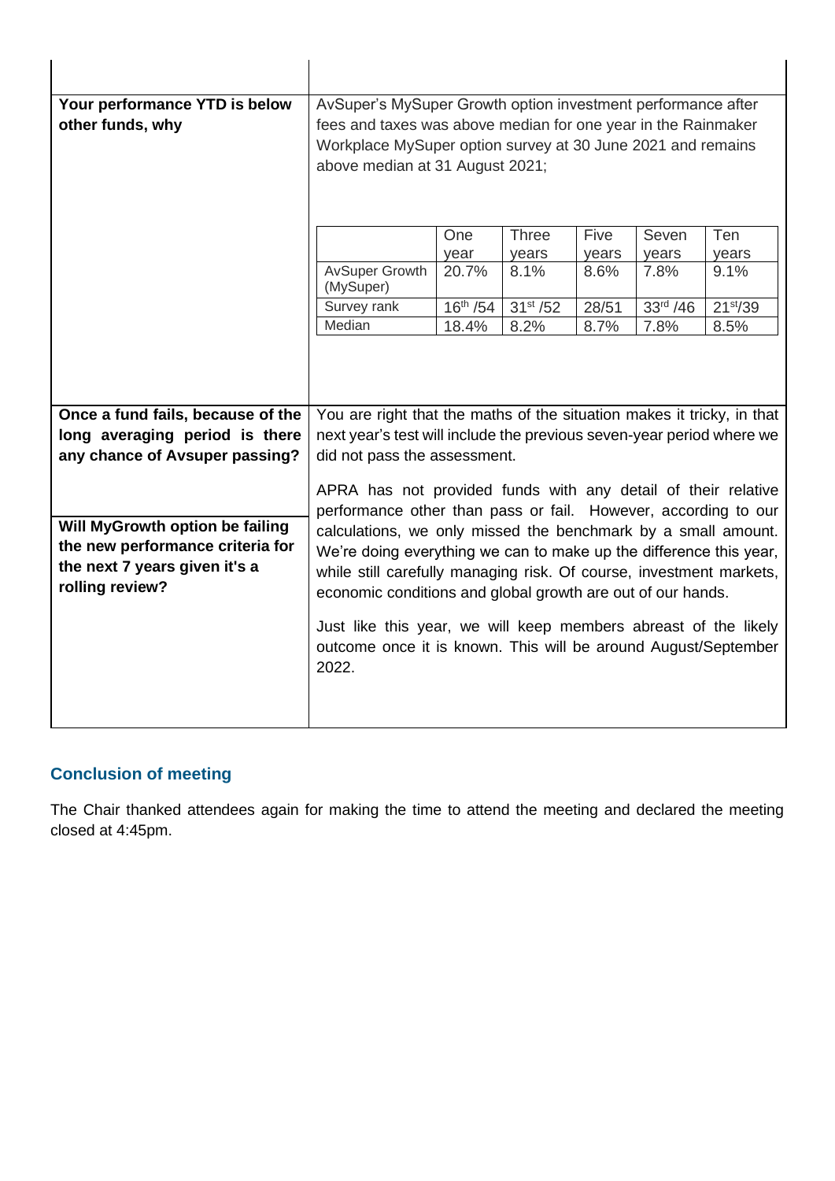| | |
|---|---|
| **Your performance YTD is below other funds, why** | AvSuper's MySuper Growth option investment performance after fees and taxes was above median for one year in the Rainmaker Workplace MySuper option survey at 30 June 2021 and remains above median at 31 August 2021; |
| **Once a fund fails, because of the long averaging period is there any chance of Avsuper passing?**<br><br>**Will MyGrowth option be failing the new performance criteria for the next 7 years given it's a rolling review?** | You are right that the maths of the situation makes it tricky, in that next year's test will include the previous seven-year period where we did not pass the assessment.<br><br>APRA has not provided funds with any detail of their relative performance other than pass or fail. However, according to our calculations, we only missed the benchmark by a small amount. We're doing everything we can to make up the difference this year, while still carefully managing risk. Of course, investment markets, economic conditions and global growth are out of our hands.<br><br>Just like this year, we will keep members abreast of the likely outcome once it is known. This will be around August/September 2022. |

| | One year | Three years | Five years | Seven years | Ten years |
|---|---|---|---|---|---|
| AvSuper Growth (MySuper) | 20.7% | 8.1% | 8.6% | 7.8% | 9.1% |
| Survey rank | 16th /54 | 31st /52 | 28/51 | 33rd /46 | 21st/39 |
| Median | 18.4% | 8.2% | 8.7% | 7.8% | 8.5% |

## Conclusion of meeting

The Chair thanked attendees again for making the time to attend the meeting and declared the meeting closed at 4:45pm.